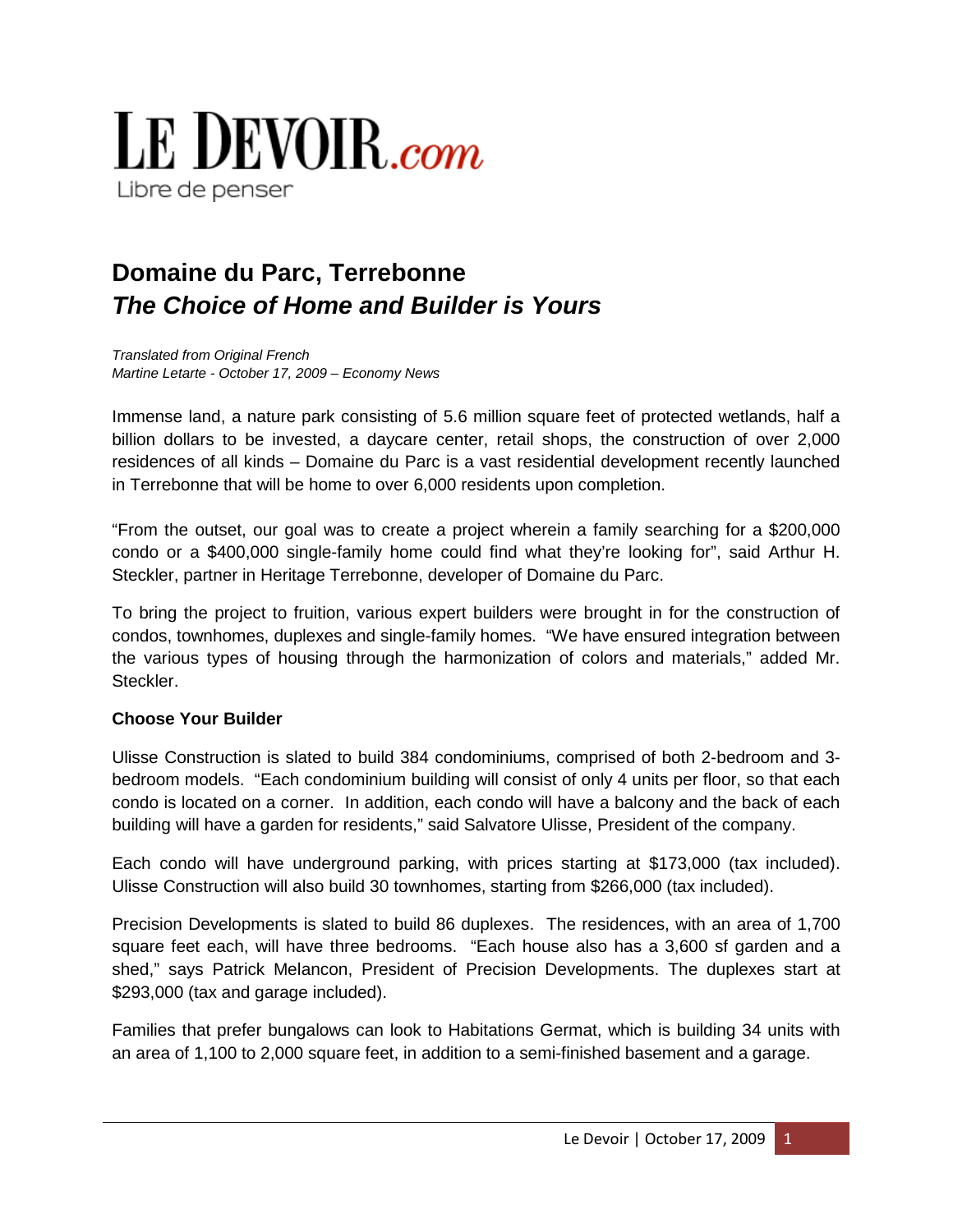# LE DEVOIR.com
Libre de penser

## Domaine du Parc, Terrebonne
## *The Choice of Home and Builder is Yours*

*Translated from Original French*
*Martine Letarte - October 17, 2009 – Economy News*

Immense land, a nature park consisting of 5.6 million square feet of protected wetlands, half a billion dollars to be invested, a daycare center, retail shops, the construction of over 2,000 residences of all kinds – Domaine du Parc is a vast residential development recently launched in Terrebonne that will be home to over 6,000 residents upon completion.

"From the outset, our goal was to create a project wherein a family searching for a $200,000 condo or a $400,000 single-family home could find what they're looking for", said Arthur H. Steckler, partner in Heritage Terrebonne, developer of Domaine du Parc.

To bring the project to fruition, various expert builders were brought in for the construction of condos, townhomes, duplexes and single-family homes. "We have ensured integration between the various types of housing through the harmonization of colors and materials," added Mr. Steckler.

**Choose Your Builder**

Ulisse Construction is slated to build 384 condominiums, comprised of both 2-bedroom and 3-bedroom models. "Each condominium building will consist of only 4 units per floor, so that each condo is located on a corner. In addition, each condo will have a balcony and the back of each building will have a garden for residents," said Salvatore Ulisse, President of the company.

Each condo will have underground parking, with prices starting at $173,000 (tax included). Ulisse Construction will also build 30 townhomes, starting from $266,000 (tax included).

Precision Developments is slated to build 86 duplexes. The residences, with an area of 1,700 square feet each, will have three bedrooms. "Each house also has a 3,600 sf garden and a shed," says Patrick Melancon, President of Precision Developments. The duplexes start at $293,000 (tax and garage included).

Families that prefer bungalows can look to Habitations Germat, which is building 34 units with an area of 1,100 to 2,000 square feet, in addition to a semi-finished basement and a garage.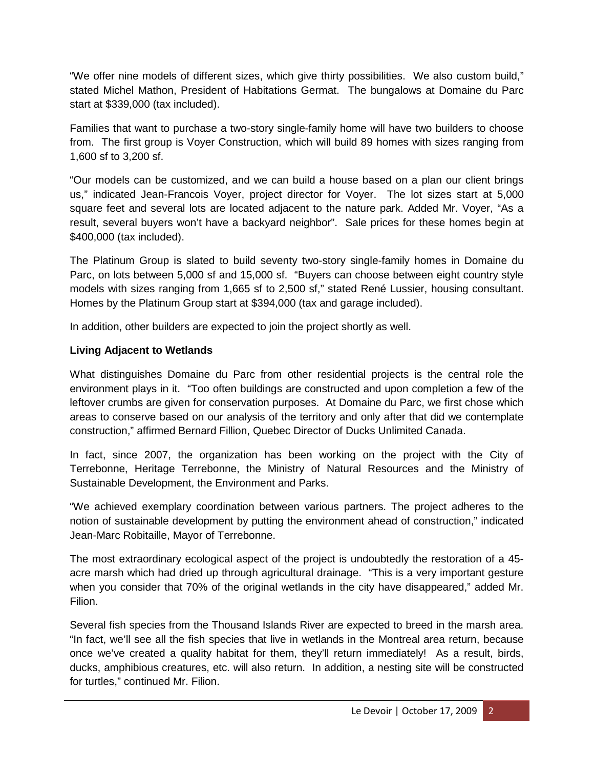"We offer nine models of different sizes, which give thirty possibilities. We also custom build," stated Michel Mathon, President of Habitations Germat. The bungalows at Domaine du Parc start at $339,000 (tax included).

Families that want to purchase a two-story single-family home will have two builders to choose from. The first group is Voyer Construction, which will build 89 homes with sizes ranging from 1,600 sf to 3,200 sf.

"Our models can be customized, and we can build a house based on a plan our client brings us," indicated Jean-Francois Voyer, project director for Voyer. The lot sizes start at 5,000 square feet and several lots are located adjacent to the nature park. Added Mr. Voyer, "As a result, several buyers won't have a backyard neighbor". Sale prices for these homes begin at $400,000 (tax included).

The Platinum Group is slated to build seventy two-story single-family homes in Domaine du Parc, on lots between 5,000 sf and 15,000 sf. "Buyers can choose between eight country style models with sizes ranging from 1,665 sf to 2,500 sf," stated René Lussier, housing consultant. Homes by the Platinum Group start at $394,000 (tax and garage included).

In addition, other builders are expected to join the project shortly as well.

**Living Adjacent to Wetlands**

What distinguishes Domaine du Parc from other residential projects is the central role the environment plays in it. "Too often buildings are constructed and upon completion a few of the leftover crumbs are given for conservation purposes. At Domaine du Parc, we first chose which areas to conserve based on our analysis of the territory and only after that did we contemplate construction," affirmed Bernard Fillion, Quebec Director of Ducks Unlimited Canada.

In fact, since 2007, the organization has been working on the project with the City of Terrebonne, Heritage Terrebonne, the Ministry of Natural Resources and the Ministry of Sustainable Development, the Environment and Parks.

"We achieved exemplary coordination between various partners. The project adheres to the notion of sustainable development by putting the environment ahead of construction," indicated Jean-Marc Robitaille, Mayor of Terrebonne.

The most extraordinary ecological aspect of the project is undoubtedly the restoration of a 45-acre marsh which had dried up through agricultural drainage. "This is a very important gesture when you consider that 70% of the original wetlands in the city have disappeared," added Mr. Filion.

Several fish species from the Thousand Islands River are expected to breed in the marsh area. "In fact, we'll see all the fish species that live in wetlands in the Montreal area return, because once we've created a quality habitat for them, they'll return immediately! As a result, birds, ducks, amphibious creatures, etc. will also return. In addition, a nesting site will be constructed for turtles," continued Mr. Filion.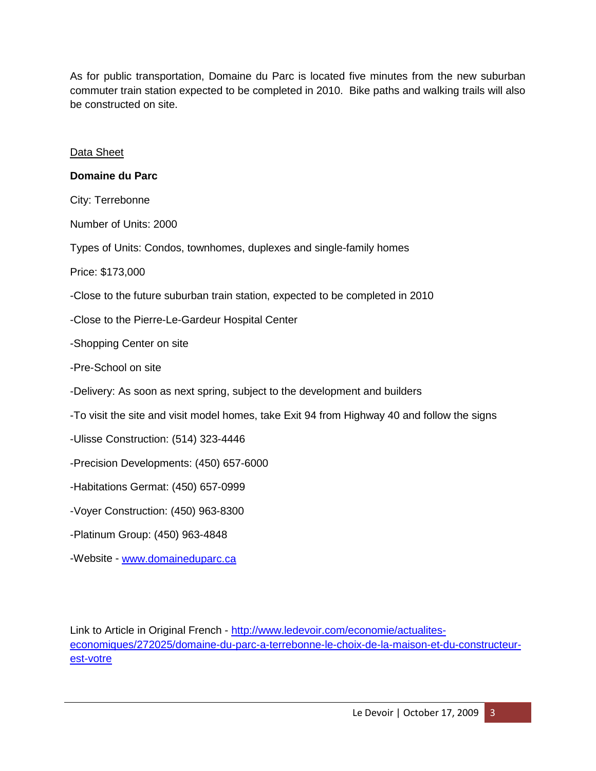As for public transportation, Domaine du Parc is located five minutes from the new suburban commuter train station expected to be completed in 2010. Bike paths and walking trails will also be constructed on site.

Data Sheet

**Domaine du Parc**

City: Terrebonne

Number of Units: 2000

Types of Units: Condos, townhomes, duplexes and single-family homes

Price: $173,000

-Close to the future suburban train station, expected to be completed in 2010

-Close to the Pierre-Le-Gardeur Hospital Center

-Shopping Center on site

-Pre-School on site

-Delivery: As soon as next spring, subject to the development and builders

-To visit the site and visit model homes, take Exit 94 from Highway 40 and follow the signs

-Ulisse Construction: (514) 323-4446

-Precision Developments: (450) 657-6000

-Habitations Germat: (450) 657-0999

-Voyer Construction: (450) 963-8300

-Platinum Group: (450) 963-4848

-Website - [www.domaineduparc.ca](http://www.domaineduparc.ca)

Link to Article in Original French - [http://www.ledevoir.com/economie/actualites-economiques/272025/domaine-du-parc-a-terrebonne-le-choix-de-la-maison-et-du-constructeur-est-votre](http://www.ledevoir.com/economie/actualites-economiques/272025/domaine-du-parc-a-terrebonne-le-choix-de-la-maison-et-du-constructeur-est-votre)